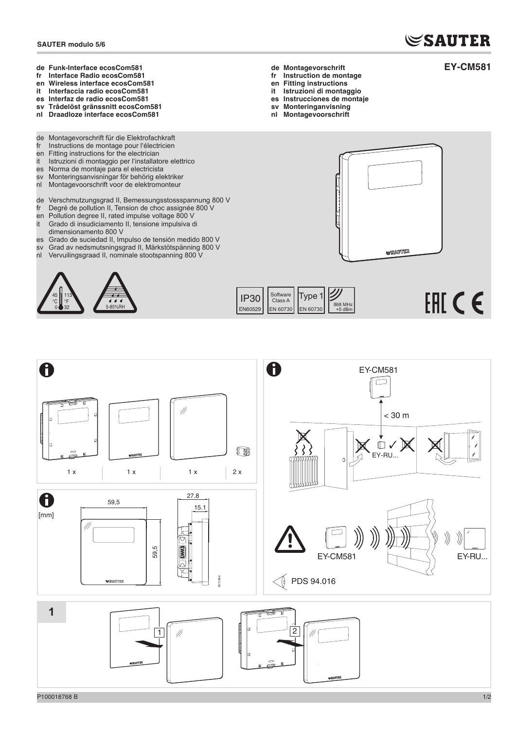**SAUTER modulo 5/6**

# EY-CM581

- **de Funk-Interface ecosCom581**
- **fr Interface Radio ecosCom581**
- **en Wireless interface ecosCom581**
- **it Interfaccia radio ecosCom581**
- **es Interfaz de radio ecosCom581**
- **sv Trådelöst gränssnitt ecosCom581**
- **nl Draadloze interface ecosCom581**

- **de Montagevorschrift**
- **fr Instruction de montage**
- **en Fitting instructions**
- **it Istruzioni di montaggio**
- **es Instrucciones de montaje**
- **sv Monteringanvisning**
- **nl Montagevoorschrift**

de Montagevorschrift für die Elektrofachkraft
fr Instructions de montage pour l'électricien
en Fitting instructions for the electrician
it Istruzioni di montaggio per l'installatore elettrico
es Norma de montaje para el electricista
sv Monteringsanvisningar för behörig elektriker
nl Montagevoorschrift voor de elektromonteur

de Verschmutzungsgrad II, Bemessungsstossspannung 800 V
fr Degré de pollution II, Tension de choc assignée 800 V
en Pollution degree II, rated impulse voltage 800 V
it Grado di insudiciamento II, tensione impulsiva di dimensionamento 800 V
es Grado de suciedad II, Impulso de tensión medido 800 V
sv Grad av nedsmutsningsgrad II, Märkstötspänning 800 V
nl Vervuilingsgraad II, nominale stootspanning 800 V

0–45 °C / 32–113 °F; 5-85%RH

IP30 EN60529 | Software Class A EN 60730 | Type 1 EN 60730 | 868 MHz +5 dBm

1 x | 1 x | 1 x | 2 x

[mm] 59,5 × 59,5; 27.8; 15.1

EY-CM581 < 30 m EY-RU...

EY-CM581 EY-RU...

PDS 94.016

**1**

P100018768 B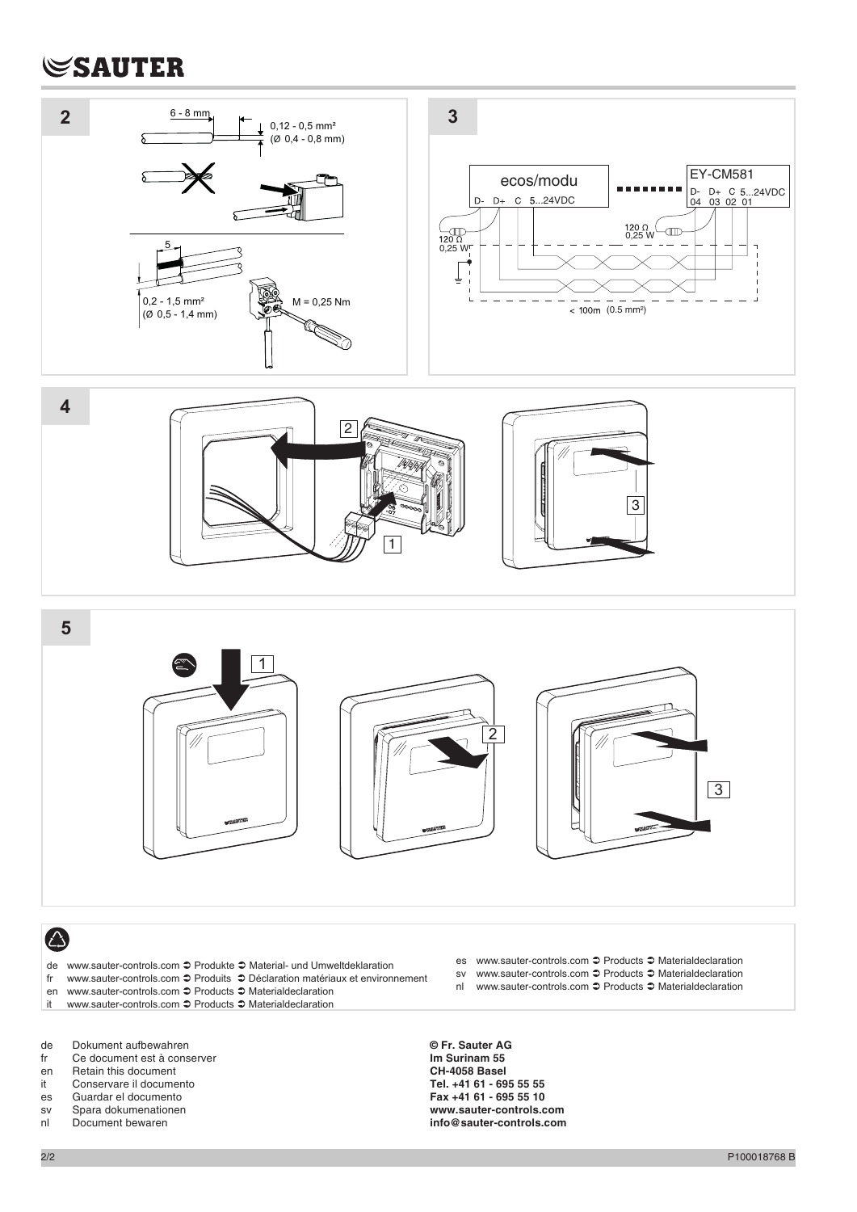**2**

6 - 8 mm

0,12 - 0,5 mm²
(Ø 0,4 - 0,8 mm)

5

0,2 - 1,5 mm²
(Ø 0,5 - 1,4 mm)

M = 0,25 Nm

**3**

ecos/modu

D- D+ C 5...24VDC

EY-CM581

D- D+ C 5...24VDC
04 03 02 01

120 Ω
0,25 W

120 Ω
0,25 W

< 100m (0.5 mm²)

**4**

2

1

3

**5**

1

2

3

de www.sauter-controls.com ➲ Produkte ➲ Material- und Umweltdeklaration
fr www.sauter-controls.com ➲ Produits ➲ Déclaration matériaux et environnement
en www.sauter-controls.com ➲ Products ➲ Materialdeclaration
it www.sauter-controls.com ➲ Products ➲ Materialdeclaration
es www.sauter-controls.com ➲ Products ➲ Materialdeclaration
sv www.sauter-controls.com ➲ Products ➲ Materialdeclaration
nl www.sauter-controls.com ➲ Products ➲ Materialdeclaration

de Dokument aufbewahren
fr Ce document est à conserver
en Retain this document
it Conservare il documento
es Guardar el documento
sv Spara dokumenationen
nl Document bewaren

**© Fr. Sauter AG**
**Im Surinam 55**
**CH-4058 Basel**
**Tel. +41 61 - 695 55 55**
**Fax +41 61 - 695 55 10**
**www.sauter-controls.com**
**info@sauter-controls.com**

P100018768 B